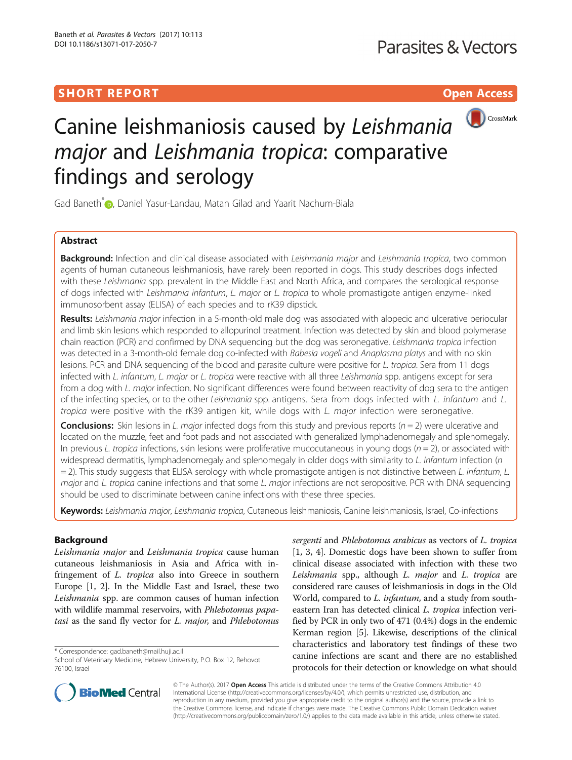SHORT REPORT

Open Access

# Canine leishmaniosis caused by *Leishmania major* and *Leishmania tropica*: comparative findings and serology

Gad Baneth*, Daniel Yasur-Landau, Matan Gilad and Yaarit Nachum-Biala

## Abstract

**Background:** Infection and clinical disease associated with *Leishmania major* and *Leishmania tropica*, two common agents of human cutaneous leishmaniosis, have rarely been reported in dogs. This study describes dogs infected with these *Leishmania* spp. prevalent in the Middle East and North Africa, and compares the serological response of dogs infected with *Leishmania infantum*, *L. major* or *L. tropica* to whole promastigote antigen enzyme-linked immunosorbent assay (ELISA) of each species and to rK39 dipstick.

**Results:** *Leishmania major* infection in a 5-month-old male dog was associated with alopecic and ulcerative periocular and limb skin lesions which responded to allopurinol treatment. Infection was detected by skin and blood polymerase chain reaction (PCR) and confirmed by DNA sequencing but the dog was seronegative. *Leishmania tropica* infection was detected in a 3-month-old female dog co-infected with *Babesia vogeli* and *Anaplasma platys* and with no skin lesions. PCR and DNA sequencing of the blood and parasite culture were positive for *L. tropica*. Sera from 11 dogs infected with *L. infantum*, *L. major* or *L. tropica* were reactive with all three *Leishmania* spp. antigens except for sera from a dog with *L. major* infection. No significant differences were found between reactivity of dog sera to the antigen of the infecting species, or to the other *Leishmania* spp. antigens. Sera from dogs infected with *L. infantum* and *L. tropica* were positive with the rK39 antigen kit, while dogs with *L. major* infection were seronegative.

**Conclusions:** Skin lesions in *L. major* infected dogs from this study and previous reports (*n* = 2) were ulcerative and located on the muzzle, feet and foot pads and not associated with generalized lymphadenomegaly and splenomegaly. In previous *L. tropica* infections, skin lesions were proliferative mucocutaneous in young dogs (*n* = 2), or associated with widespread dermatitis, lymphadenomegaly and splenomegaly in older dogs with similarity to *L. infantum* infection (*n* = 2). This study suggests that ELISA serology with whole promastigote antigen is not distinctive between *L. infantum*, *L. major* and *L. tropica* canine infections and that some *L. major* infections are not seropositive. PCR with DNA sequencing should be used to discriminate between canine infections with these three species.

**Keywords:** *Leishmania major*, *Leishmania tropica*, Cutaneous leishmaniosis, Canine leishmaniosis, Israel, Co-infections

## Background

*Leishmania major* and *Leishmania tropica* cause human cutaneous leishmaniosis in Asia and Africa with infringement of *L. tropica* also into Greece in southern Europe [1, 2]. In the Middle East and Israel, these two *Leishmania* spp. are common causes of human infection with wildlife mammal reservoirs, with *Phlebotomus papatasi* as the sand fly vector for *L. major*, and *Phlebotomus sergenti* and *Phlebotomus arabicus* as vectors of *L. tropica* [1, 3, 4]. Domestic dogs have been shown to suffer from clinical disease associated with infection with these two *Leishmania* spp., although *L. major* and *L. tropica* are considered rare causes of leishmaniosis in dogs in the Old World, compared to *L. infantum*, and a study from southeastern Iran has detected clinical *L. tropica* infection verified by PCR in only two of 471 (0.4%) dogs in the endemic Kerman region [5]. Likewise, descriptions of the clinical characteristics and laboratory test findings of these two canine infections are scant and there are no established protocols for their detection or knowledge on what should

* Correspondence: gad.baneth@mail.huji.ac.il
School of Veterinary Medicine, Hebrew University, P.O. Box 12, Rehovot 76100, Israel

© The Author(s). 2017 **Open Access** This article is distributed under the terms of the Creative Commons Attribution 4.0 International License (http://creativecommons.org/licenses/by/4.0/), which permits unrestricted use, distribution, and reproduction in any medium, provided you give appropriate credit to the original author(s) and the source, provide a link to the Creative Commons license, and indicate if changes were made. The Creative Commons Public Domain Dedication waiver (http://creativecommons.org/publicdomain/zero/1.0/) applies to the data made available in this article, unless otherwise stated.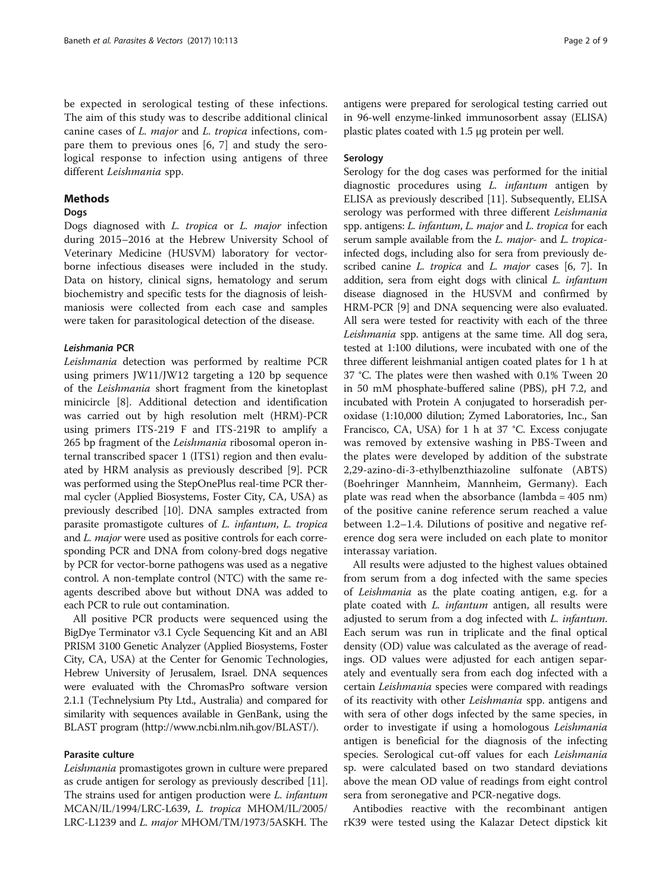be expected in serological testing of these infections. The aim of this study was to describe additional clinical canine cases of *L. major* and *L. tropica* infections, compare them to previous ones [6, 7] and study the serological response to infection using antigens of three different *Leishmania* spp.

## Methods

### Dogs

Dogs diagnosed with *L. tropica* or *L. major* infection during 2015–2016 at the Hebrew University School of Veterinary Medicine (HUSVM) laboratory for vector-borne infectious diseases were included in the study. Data on history, clinical signs, hematology and serum biochemistry and specific tests for the diagnosis of leishmaniosis were collected from each case and samples were taken for parasitological detection of the disease.

#### *Leishmania* PCR

*Leishmania* detection was performed by realtime PCR using primers JW11/JW12 targeting a 120 bp sequence of the *Leishmania* short fragment from the kinetoplast minicircle [8]. Additional detection and identification was carried out by high resolution melt (HRM)-PCR using primers ITS-219 F and ITS-219R to amplify a 265 bp fragment of the *Leishmania* ribosomal operon internal transcribed spacer 1 (ITS1) region and then evaluated by HRM analysis as previously described [9]. PCR was performed using the StepOnePlus real-time PCR thermal cycler (Applied Biosystems, Foster City, CA, USA) as previously described [10]. DNA samples extracted from parasite promastigote cultures of *L. infantum*, *L. tropica* and *L. major* were used as positive controls for each corresponding PCR and DNA from colony-bred dogs negative by PCR for vector-borne pathogens was used as a negative control. A non-template control (NTC) with the same reagents described above but without DNA was added to each PCR to rule out contamination.

All positive PCR products were sequenced using the BigDye Terminator v3.1 Cycle Sequencing Kit and an ABI PRISM 3100 Genetic Analyzer (Applied Biosystems, Foster City, CA, USA) at the Center for Genomic Technologies, Hebrew University of Jerusalem, Israel. DNA sequences were evaluated with the ChromasPro software version 2.1.1 (Technelysium Pty Ltd., Australia) and compared for similarity with sequences available in GenBank, using the BLAST program (http://www.ncbi.nlm.nih.gov/BLAST/).

### Parasite culture

*Leishmania* promastigotes grown in culture were prepared as crude antigen for serology as previously described [11]. The strains used for antigen production were *L. infantum* MCAN/IL/1994/LRC-L639, *L. tropica* MHOM/IL/2005/LRC-L1239 and *L. major* MHOM/TM/1973/5ASKH. The antigens were prepared for serological testing carried out in 96-well enzyme-linked immunosorbent assay (ELISA) plastic plates coated with 1.5 μg protein per well.

### Serology

Serology for the dog cases was performed for the initial diagnostic procedures using *L. infantum* antigen by ELISA as previously described [11]. Subsequently, ELISA serology was performed with three different *Leishmania* spp. antigens: *L. infantum*, *L. major* and *L. tropica* for each serum sample available from the *L. major*- and *L. tropica*-infected dogs, including also for sera from previously described canine *L. tropica* and *L. major* cases [6, 7]. In addition, sera from eight dogs with clinical *L. infantum* disease diagnosed in the HUSVM and confirmed by HRM-PCR [9] and DNA sequencing were also evaluated. All sera were tested for reactivity with each of the three *Leishmania* spp. antigens at the same time. All dog sera, tested at 1:100 dilutions, were incubated with one of the three different leishmanial antigen coated plates for 1 h at 37 °C. The plates were then washed with 0.1% Tween 20 in 50 mM phosphate-buffered saline (PBS), pH 7.2, and incubated with Protein A conjugated to horseradish peroxidase (1:10,000 dilution; Zymed Laboratories, Inc., San Francisco, CA, USA) for 1 h at 37 °C. Excess conjugate was removed by extensive washing in PBS-Tween and the plates were developed by addition of the substrate 2,29-azino-di-3-ethylbenzthiazoline sulfonate (ABTS) (Boehringer Mannheim, Mannheim, Germany). Each plate was read when the absorbance (lambda = 405 nm) of the positive canine reference serum reached a value between 1.2–1.4. Dilutions of positive and negative reference dog sera were included on each plate to monitor interassay variation.

All results were adjusted to the highest values obtained from serum from a dog infected with the same species of *Leishmania* as the plate coating antigen, e.g. for a plate coated with *L. infantum* antigen, all results were adjusted to serum from a dog infected with *L. infantum*. Each serum was run in triplicate and the final optical density (OD) value was calculated as the average of readings. OD values were adjusted for each antigen separately and eventually sera from each dog infected with a certain *Leishmania* species were compared with readings of its reactivity with other *Leishmania* spp. antigens and with sera of other dogs infected by the same species, in order to investigate if using a homologous *Leishmania* antigen is beneficial for the diagnosis of the infecting species. Serological cut-off values for each *Leishmania* sp. were calculated based on two standard deviations above the mean OD value of readings from eight control sera from seronegative and PCR-negative dogs.

Antibodies reactive with the recombinant antigen rK39 were tested using the Kalazar Detect dipstick kit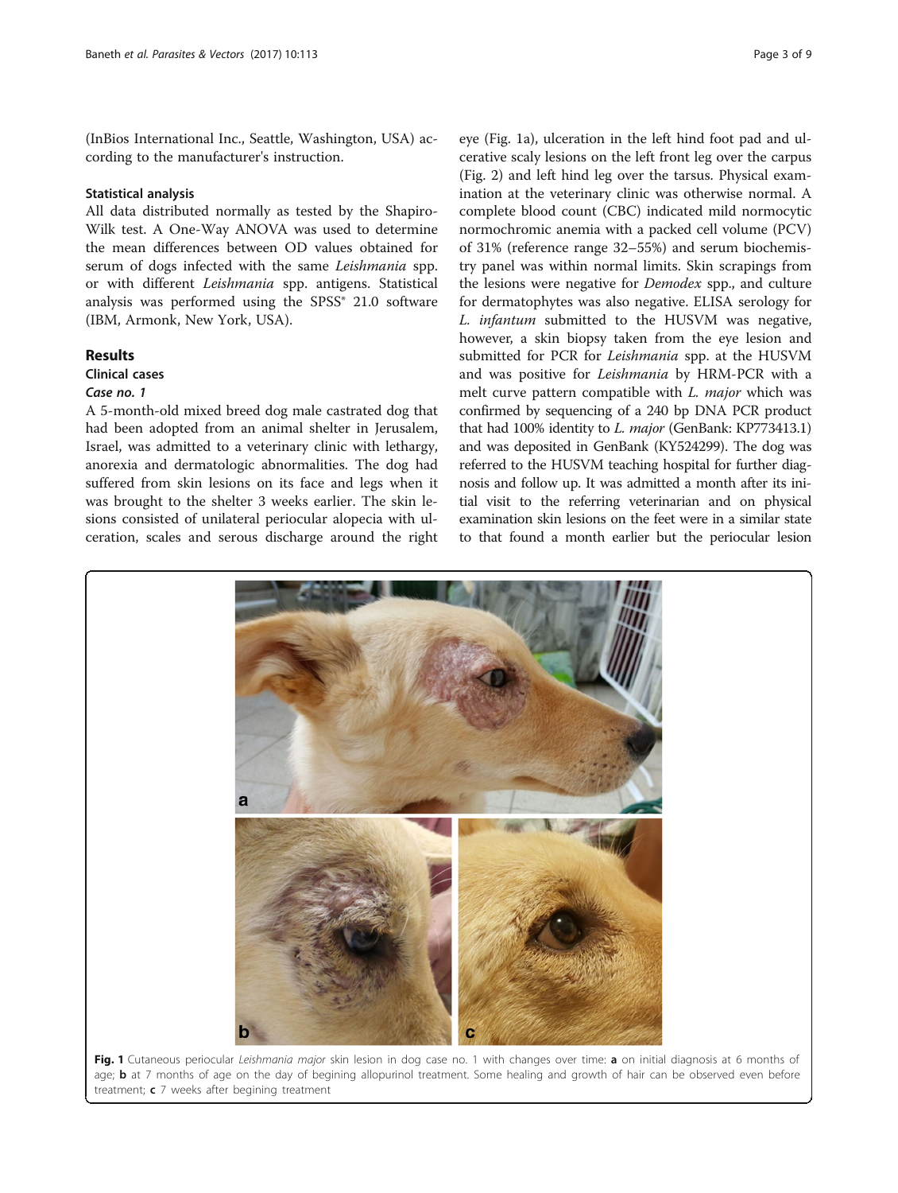(InBios International Inc., Seattle, Washington, USA) according to the manufacturer's instruction.

### Statistical analysis

All data distributed normally as tested by the Shapiro-Wilk test. A One-Way ANOVA was used to determine the mean differences between OD values obtained for serum of dogs infected with the same *Leishmania* spp. or with different *Leishmania* spp. antigens. Statistical analysis was performed using the SPSS® 21.0 software (IBM, Armonk, New York, USA).

## Results

### Clinical cases

#### *Case no. 1*

A 5-month-old mixed breed dog male castrated dog that had been adopted from an animal shelter in Jerusalem, Israel, was admitted to a veterinary clinic with lethargy, anorexia and dermatologic abnormalities. The dog had suffered from skin lesions on its face and legs when it was brought to the shelter 3 weeks earlier. The skin lesions consisted of unilateral periocular alopecia with ulceration, scales and serous discharge around the right eye (Fig. 1a), ulceration in the left hind foot pad and ulcerative scaly lesions on the left front leg over the carpus (Fig. 2) and left hind leg over the tarsus. Physical examination at the veterinary clinic was otherwise normal. A complete blood count (CBC) indicated mild normocytic normochromic anemia with a packed cell volume (PCV) of 31% (reference range 32–55%) and serum biochemistry panel was within normal limits. Skin scrapings from the lesions were negative for *Demodex* spp., and culture for dermatophytes was also negative. ELISA serology for *L. infantum* submitted to the HUSVM was negative, however, a skin biopsy taken from the eye lesion and submitted for PCR for *Leishmania* spp. at the HUSVM and was positive for *Leishmania* by HRM-PCR with a melt curve pattern compatible with *L. major* which was confirmed by sequencing of a 240 bp DNA PCR product that had 100% identity to *L. major* (GenBank: KP773413.1) and was deposited in GenBank (KY524299). The dog was referred to the HUSVM teaching hospital for further diagnosis and follow up. It was admitted a month after its initial visit to the referring veterinarian and on physical examination skin lesions on the feet were in a similar state to that found a month earlier but the periocular lesion

**Fig. 1** Cutaneous periocular *Leishmania major* skin lesion in dog case no. 1 with changes over time: **a** on initial diagnosis at 6 months of age; **b** at 7 months of age on the day of begining allopurinol treatment. Some healing and growth of hair can be observed even before treatment; **c** 7 weeks after begining treatment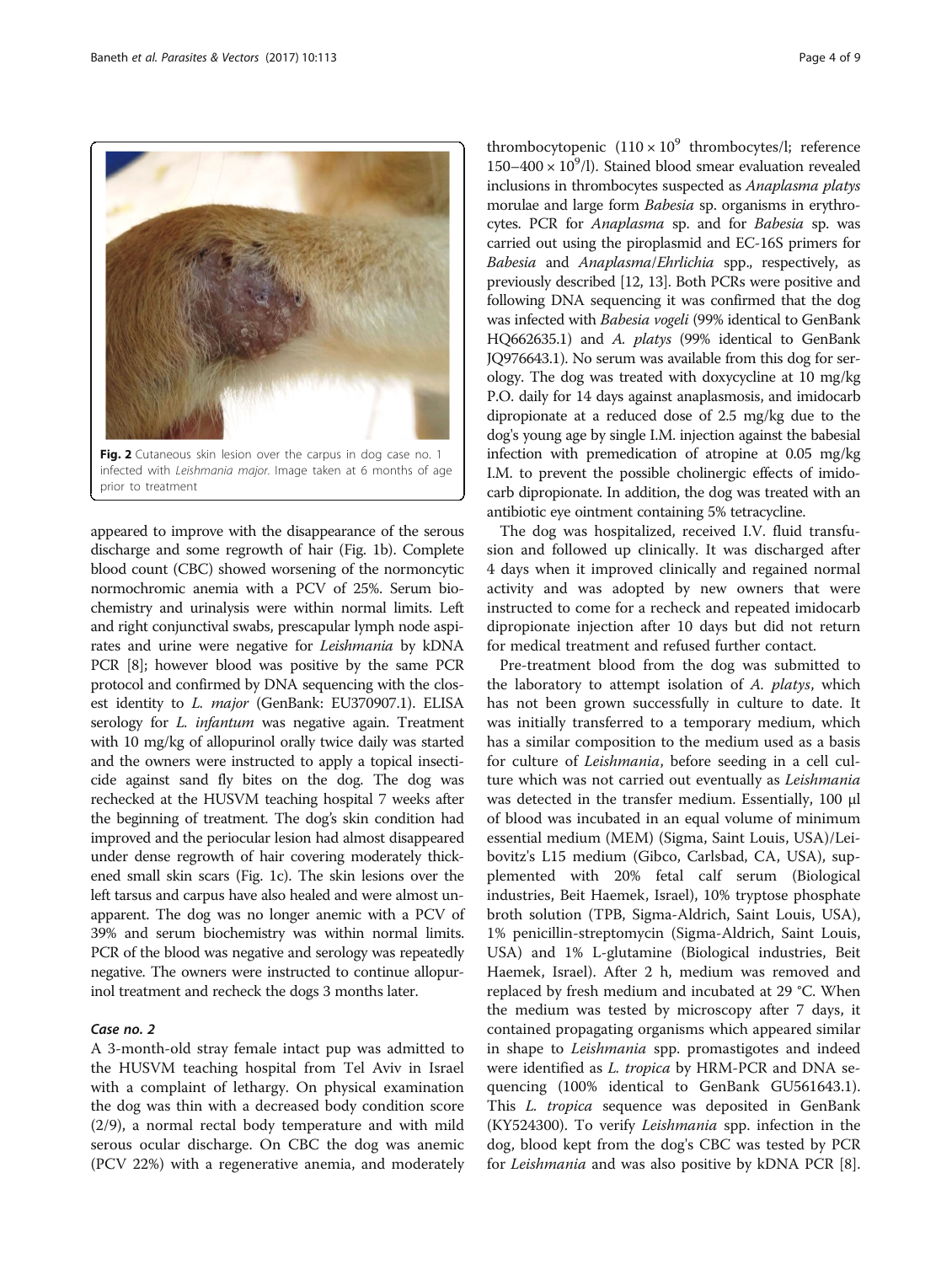Fig. 2 Cutaneous skin lesion over the carpus in dog case no. 1 infected with *Leishmania major*. Image taken at 6 months of age prior to treatment

appeared to improve with the disappearance of the serous discharge and some regrowth of hair (Fig. 1b). Complete blood count (CBC) showed worsening of the normoncytic normochromic anemia with a PCV of 25%. Serum biochemistry and urinalysis were within normal limits. Left and right conjunctival swabs, prescapular lymph node aspirates and urine were negative for *Leishmania* by kDNA PCR [8]; however blood was positive by the same PCR protocol and confirmed by DNA sequencing with the closest identity to *L. major* (GenBank: EU370907.1). ELISA serology for *L. infantum* was negative again. Treatment with 10 mg/kg of allopurinol orally twice daily was started and the owners were instructed to apply a topical insecticide against sand fly bites on the dog. The dog was rechecked at the HUSVM teaching hospital 7 weeks after the beginning of treatment. The dog's skin condition had improved and the periocular lesion had almost disappeared under dense regrowth of hair covering moderately thickened small skin scars (Fig. 1c). The skin lesions over the left tarsus and carpus have also healed and were almost unapparent. The dog was no longer anemic with a PCV of 39% and serum biochemistry was within normal limits. PCR of the blood was negative and serology was repeatedly negative. The owners were instructed to continue allopurinol treatment and recheck the dogs 3 months later.

### *Case no. 2*

A 3-month-old stray female intact pup was admitted to the HUSVM teaching hospital from Tel Aviv in Israel with a complaint of lethargy. On physical examination the dog was thin with a decreased body condition score (2/9), a normal rectal body temperature and with mild serous ocular discharge. On CBC the dog was anemic (PCV 22%) with a regenerative anemia, and moderately thrombocytopenic ($110 \times 10^9$ thrombocytes/l; reference $150–400 \times 10^9$/l). Stained blood smear evaluation revealed inclusions in thrombocytes suspected as *Anaplasma platys* morulae and large form *Babesia* sp. organisms in erythrocytes. PCR for *Anaplasma* sp. and for *Babesia* sp. was carried out using the piroplasmid and EC-16S primers for *Babesia* and *Anaplasma*/*Ehrlichia* spp., respectively, as previously described [12, 13]. Both PCRs were positive and following DNA sequencing it was confirmed that the dog was infected with *Babesia vogeli* (99% identical to GenBank HQ662635.1) and *A. platys* (99% identical to GenBank JQ976643.1). No serum was available from this dog for serology. The dog was treated with doxycycline at 10 mg/kg P.O. daily for 14 days against anaplasmosis, and imidocarb dipropionate at a reduced dose of 2.5 mg/kg due to the dog's young age by single I.M. injection against the babesial infection with premedication of atropine at 0.05 mg/kg I.M. to prevent the possible cholinergic effects of imidocarb dipropionate. In addition, the dog was treated with an antibiotic eye ointment containing 5% tetracycline.

The dog was hospitalized, received I.V. fluid transfusion and followed up clinically. It was discharged after 4 days when it improved clinically and regained normal activity and was adopted by new owners that were instructed to come for a recheck and repeated imidocarb dipropionate injection after 10 days but did not return for medical treatment and refused further contact.

Pre-treatment blood from the dog was submitted to the laboratory to attempt isolation of *A. platys*, which has not been grown successfully in culture to date. It was initially transferred to a temporary medium, which has a similar composition to the medium used as a basis for culture of *Leishmania*, before seeding in a cell culture which was not carried out eventually as *Leishmania* was detected in the transfer medium. Essentially, 100 µl of blood was incubated in an equal volume of minimum essential medium (MEM) (Sigma, Saint Louis, USA)/Leibovitz's L15 medium (Gibco, Carlsbad, CA, USA), supplemented with 20% fetal calf serum (Biological industries, Beit Haemek, Israel), 10% tryptose phosphate broth solution (TPB, Sigma-Aldrich, Saint Louis, USA), 1% penicillin-streptomycin (Sigma-Aldrich, Saint Louis, USA) and 1% L-glutamine (Biological industries, Beit Haemek, Israel). After 2 h, medium was removed and replaced by fresh medium and incubated at 29 °C. When the medium was tested by microscopy after 7 days, it contained propagating organisms which appeared similar in shape to *Leishmania* spp. promastigotes and indeed were identified as *L. tropica* by HRM-PCR and DNA sequencing (100% identical to GenBank GU561643.1). This *L. tropica* sequence was deposited in GenBank (KY524300). To verify *Leishmania* spp. infection in the dog, blood kept from the dog's CBC was tested by PCR for *Leishmania* and was also positive by kDNA PCR [8].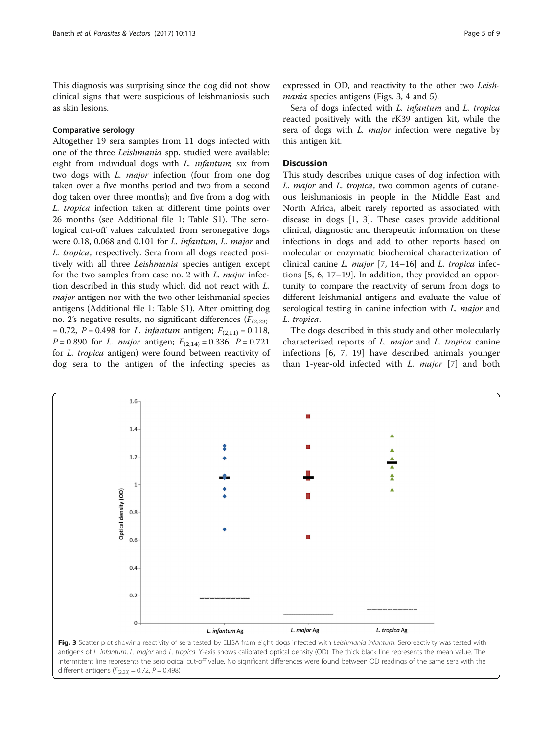This diagnosis was surprising since the dog did not show clinical signs that were suspicious of leishmaniosis such as skin lesions.

### Comparative serology

Altogether 19 sera samples from 11 dogs infected with one of the three *Leishmania* spp. studied were available: eight from individual dogs with *L. infantum*; six from two dogs with *L. major* infection (four from one dog taken over a five months period and two from a second dog taken over three months); and five from a dog with *L. tropica* infection taken at different time points over 26 months (see Additional file 1: Table S1). The serological cut-off values calculated from seronegative dogs were 0.18, 0.068 and 0.101 for *L. infantum*, *L. major* and *L. tropica*, respectively. Sera from all dogs reacted positively with all three *Leishmania* species antigen except for the two samples from case no. 2 with *L. major* infection described in this study which did not react with *L. major* antigen nor with the two other leishmanial species antigens (Additional file 1: Table S1). After omitting dog no. 2's negative results, no significant differences ($F_{(2,23)} = 0.72$, $P = 0.498$ for *L. infantum* antigen; $F_{(2,11)} = 0.118$, $P = 0.890$ for *L. major* antigen; $F_{(2,14)} = 0.336$, $P = 0.721$ for *L. tropica* antigen) were found between reactivity of dog sera to the antigen of the infecting species as expressed in OD, and reactivity to the other two *Leishmania* species antigens (Figs. 3, 4 and 5).

Sera of dogs infected with *L. infantum* and *L. tropica* reacted positively with the rK39 antigen kit, while the sera of dogs with *L. major* infection were negative by this antigen kit.

## Discussion

This study describes unique cases of dog infection with *L. major* and *L. tropica*, two common agents of cutaneous leishmaniosis in people in the Middle East and North Africa, albeit rarely reported as associated with disease in dogs [1, 3]. These cases provide additional clinical, diagnostic and therapeutic information on these infections in dogs and add to other reports based on molecular or enzymatic biochemical characterization of clinical canine *L. major* [7, 14–16] and *L. tropica* infections [5, 6, 17–19]. In addition, they provided an opportunity to compare the reactivity of serum from dogs to different leishmanial antigens and evaluate the value of serological testing in canine infection with *L. major* and *L. tropica*.

The dogs described in this study and other molecularly characterized reports of *L. major* and *L. tropica* canine infections [6, 7, 19] have described animals younger than 1-year-old infected with *L. major* [7] and both

**Fig. 3** Scatter plot showing reactivity of sera tested by ELISA from eight dogs infected with *Leishmania infantum*. Seroreactivity was tested with antigens of *L. infantum*, *L. major* and *L. tropica*. Y-axis shows calibrated optical density (OD). The thick black line represents the mean value. The intermittent line represents the serological cut-off value. No significant differences were found between OD readings of the same sera with the different antigens ($F_{(2,23)} = 0.72$, $P = 0.498$)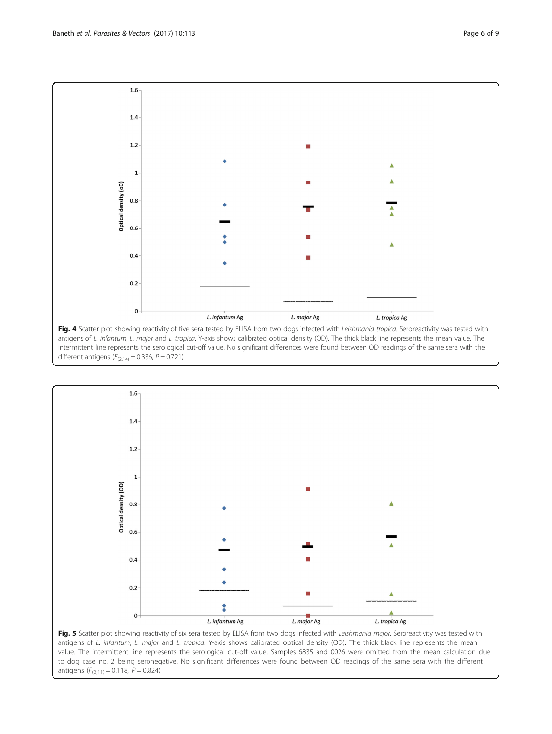**Fig. 4** Scatter plot showing reactivity of five sera tested by ELISA from two dogs infected with *Leishmania tropica*. Seroreactivity was tested with antigens of *L. infantum*, *L. major* and *L. tropica*. Y-axis shows calibrated optical density (OD). The thick black line represents the mean value. The intermittent line represents the serological cut-off value. No significant differences were found between OD readings of the same sera with the different antigens ($F_{(2,14)} = 0.336$, $P = 0.721$)

**Fig. 5** Scatter plot showing reactivity of six sera tested by ELISA from two dogs infected with *Leishmania major*. Seroreactivity was tested with antigens of *L. infantum*, *L. major* and *L. tropica*. Y-axis shows calibrated optical density (OD). The thick black line represents the mean value. The intermittent line represents the serological cut-off value. Samples 6835 and 0026 were omitted from the mean calculation due to dog case no. 2 being seronegative. No significant differences were found between OD readings of the same sera with the different antigens ($F_{(2,11)} = 0.118$, $P = 0.824$)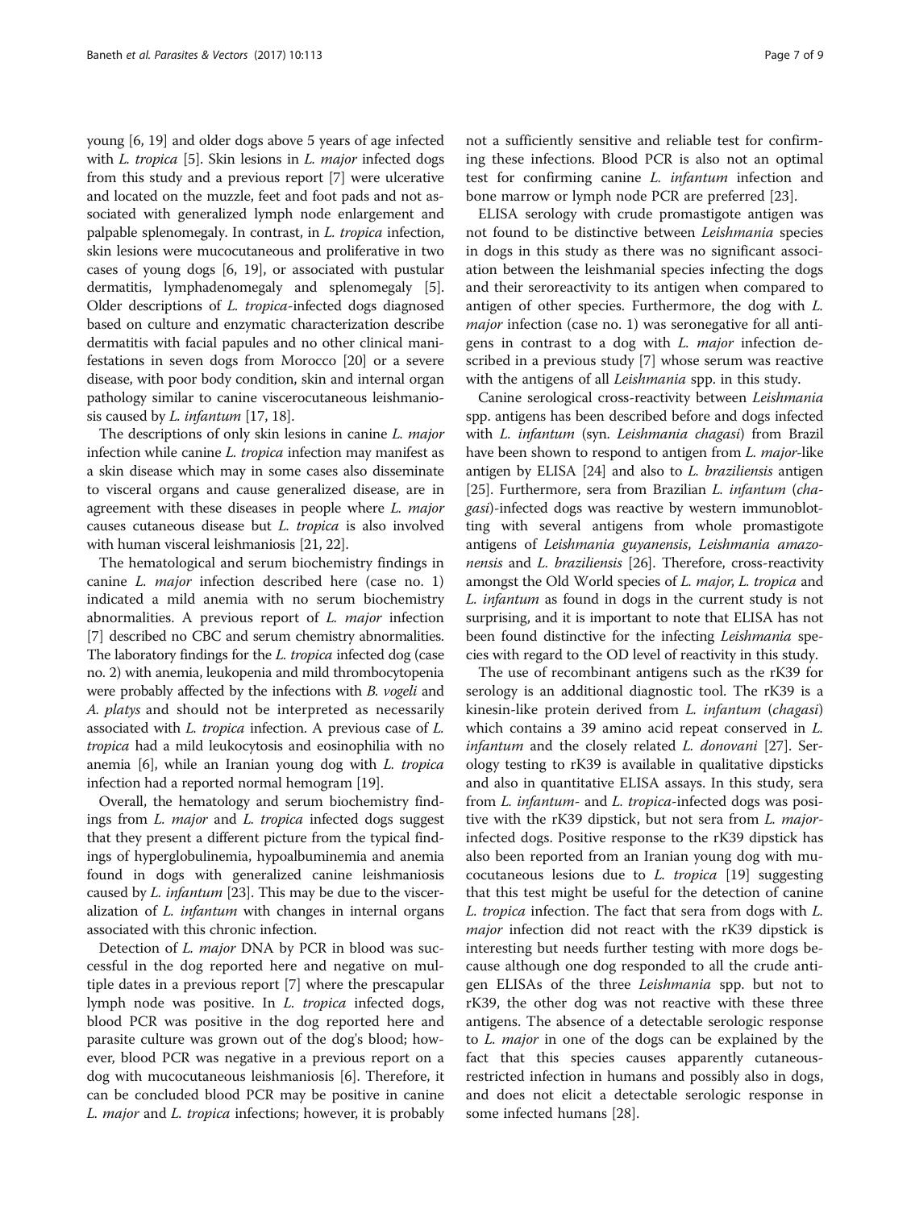young [6, 19] and older dogs above 5 years of age infected with *L. tropica* [5]. Skin lesions in *L. major* infected dogs from this study and a previous report [7] were ulcerative and located on the muzzle, feet and foot pads and not associated with generalized lymph node enlargement and palpable splenomegaly. In contrast, in *L. tropica* infection, skin lesions were mucocutaneous and proliferative in two cases of young dogs [6, 19], or associated with pustular dermatitis, lymphadenomegaly and splenomegaly [5]. Older descriptions of *L. tropica*-infected dogs diagnosed based on culture and enzymatic characterization describe dermatitis with facial papules and no other clinical manifestations in seven dogs from Morocco [20] or a severe disease, with poor body condition, skin and internal organ pathology similar to canine visce­rocutaneous leishmaniosis caused by *L. infantum* [17, 18].

The descriptions of only skin lesions in canine *L. major* infection while canine *L. tropica* infection may manifest as a skin disease which may in some cases also disseminate to visceral organs and cause generalized disease, are in agreement with these diseases in people where *L. major* causes cutaneous disease but *L. tropica* is also involved with human visceral leishmaniosis [21, 22].

The hematological and serum biochemistry findings in canine *L. major* infection described here (case no. 1) indicated a mild anemia with no serum biochemistry abnormalities. A previous report of *L. major* infection [7] described no CBC and serum chemistry abnormalities. The laboratory findings for the *L. tropica* infected dog (case no. 2) with anemia, leukopenia and mild thrombocytopenia were probably affected by the infections with *B. vogeli* and *A. platys* and should not be interpreted as necessarily associated with *L. tropica* infection. A previous case of *L. tropica* had a mild leukocytosis and eosinophilia with no anemia [6], while an Iranian young dog with *L. tropica* infection had a reported normal hemogram [19].

Overall, the hematology and serum biochemistry findings from *L. major* and *L. tropica* infected dogs suggest that they present a different picture from the typical findings of hyperglobulinemia, hypoalbuminemia and anemia found in dogs with generalized canine leishmaniosis caused by *L. infantum* [23]. This may be due to the visceralization of *L. infantum* with changes in internal organs associated with this chronic infection.

Detection of *L. major* DNA by PCR in blood was successful in the dog reported here and negative on multiple dates in a previous report [7] where the prescapular lymph node was positive. In *L. tropica* infected dogs, blood PCR was positive in the dog reported here and parasite culture was grown out of the dog's blood; however, blood PCR was negative in a previous report on a dog with mucocutaneous leishmaniosis [6]. Therefore, it can be concluded blood PCR may be positive in canine *L. major* and *L. tropica* infections; however, it is probably not a sufficiently sensitive and reliable test for confirming these infections. Blood PCR is also not an optimal test for confirming canine *L. infantum* infection and bone marrow or lymph node PCR are preferred [23].

ELISA serology with crude promastigote antigen was not found to be distinctive between *Leishmania* species in dogs in this study as there was no significant association between the leishmanial species infecting the dogs and their seroreactivity to its antigen when compared to antigen of other species. Furthermore, the dog with *L. major* infection (case no. 1) was seronegative for all antigens in contrast to a dog with *L. major* infection described in a previous study [7] whose serum was reactive with the antigens of all *Leishmania* spp. in this study.

Canine serological cross-reactivity between *Leishmania* spp. antigens has been described before and dogs infected with *L. infantum* (syn. *Leishmania chagasi*) from Brazil have been shown to respond to antigen from *L. major*-like antigen by ELISA [24] and also to *L. braziliensis* antigen [25]. Furthermore, sera from Brazilian *L. infantum* (*chagasi*)-infected dogs was reactive by western immunoblotting with several antigens from whole promastigote antigens of *Leishmania guyanensis*, *Leishmania amazonensis* and *L. braziliensis* [26]. Therefore, cross-reactivity amongst the Old World species of *L. major*, *L. tropica* and *L. infantum* as found in dogs in the current study is not surprising, and it is important to note that ELISA has not been found distinctive for the infecting *Leishmania* species with regard to the OD level of reactivity in this study.

The use of recombinant antigens such as the rK39 for serology is an additional diagnostic tool. The rK39 is a kinesin-like protein derived from *L. infantum* (*chagasi*) which contains a 39 amino acid repeat conserved in *L. infantum* and the closely related *L. donovani* [27]. Serology testing to rK39 is available in qualitative dipsticks and also in quantitative ELISA assays. In this study, sera from *L. infantum*- and *L. tropica*-infected dogs was positive with the rK39 dipstick, but not sera from *L. major*-infected dogs. Positive response to the rK39 dipstick has also been reported from an Iranian young dog with mucocutaneous lesions due to *L. tropica* [19] suggesting that this test might be useful for the detection of canine *L. tropica* infection. The fact that sera from dogs with *L. major* infection did not react with the rK39 dipstick is interesting but needs further testing with more dogs because although one dog responded to all the crude antigen ELISAs of the three *Leishmania* spp. but not to rK39, the other dog was not reactive with these three antigens. The absence of a detectable serologic response to *L. major* in one of the dogs can be explained by the fact that this species causes apparently cutaneous-restricted infection in humans and possibly also in dogs, and does not elicit a detectable serologic response in some infected humans [28].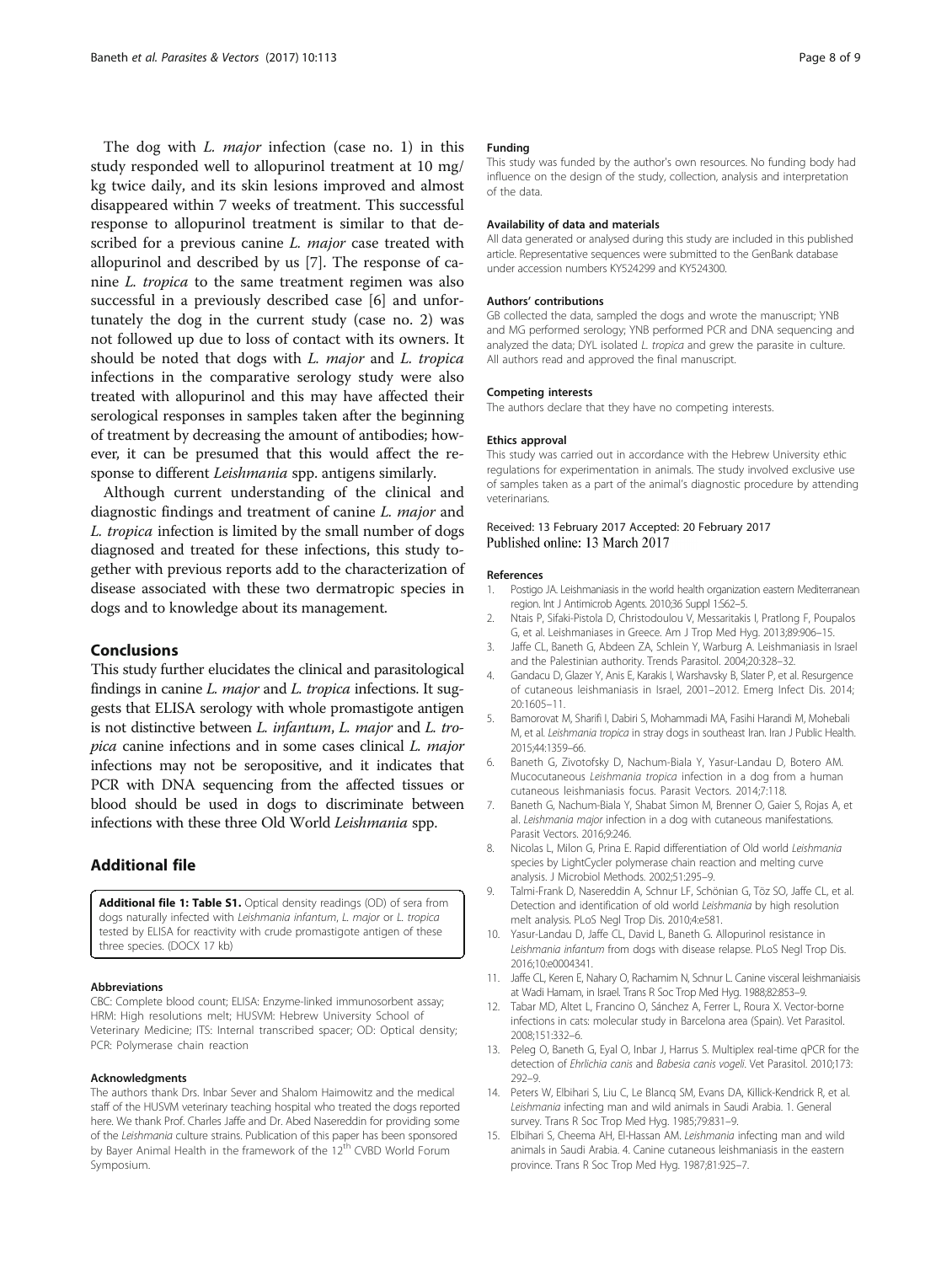The dog with *L. major* infection (case no. 1) in this study responded well to allopurinol treatment at 10 mg/kg twice daily, and its skin lesions improved and almost disappeared within 7 weeks of treatment. This successful response to allopurinol treatment is similar to that described for a previous canine *L. major* case treated with allopurinol and described by us [7]. The response of canine *L. tropica* to the same treatment regimen was also successful in a previously described case [6] and unfortunately the dog in the current study (case no. 2) was not followed up due to loss of contact with its owners. It should be noted that dogs with *L. major* and *L. tropica* infections in the comparative serology study were also treated with allopurinol and this may have affected their serological responses in samples taken after the beginning of treatment by decreasing the amount of antibodies; however, it can be presumed that this would affect the response to different *Leishmania* spp. antigens similarly.

Although current understanding of the clinical and diagnostic findings and treatment of canine *L. major* and *L. tropica* infection is limited by the small number of dogs diagnosed and treated for these infections, this study together with previous reports add to the characterization of disease associated with these two dermatropic species in dogs and to knowledge about its management.

## Conclusions

This study further elucidates the clinical and parasitological findings in canine *L. major* and *L. tropica* infections. It suggests that ELISA serology with whole promastigote antigen is not distinctive between *L. infantum*, *L. major* and *L. tropica* canine infections and in some cases clinical *L. major* infections may not be seropositive, and it indicates that PCR with DNA sequencing from the affected tissues or blood should be used in dogs to discriminate between infections with these three Old World *Leishmania* spp.

## Additional file

**Additional file 1: Table S1.** Optical density readings (OD) of sera from dogs naturally infected with *Leishmania infantum*, *L. major* or *L. tropica* tested by ELISA for reactivity with crude promastigote antigen of these three species. (DOCX 17 kb)

#### Abbreviations

CBC: Complete blood count; ELISA: Enzyme-linked immunosorbent assay; HRM: High resolutions melt; HUSVM: Hebrew University School of Veterinary Medicine; ITS: Internal transcribed spacer; OD: Optical density; PCR: Polymerase chain reaction

#### Acknowledgments

The authors thank Drs. Inbar Sever and Shalom Haimowitz and the medical staff of the HUSVM veterinary teaching hospital who treated the dogs reported here. We thank Prof. Charles Jaffe and Dr. Abed Nasereddin for providing some of the *Leishmania* culture strains. Publication of this paper has been sponsored by Bayer Animal Health in the framework of the 12th CVBD World Forum Symposium.

#### Funding

This study was funded by the author's own resources. No funding body had influence on the design of the study, collection, analysis and interpretation of the data.

#### Availability of data and materials

All data generated or analysed during this study are included in this published article. Representative sequences were submitted to the GenBank database under accession numbers KY524299 and KY524300.

#### Authors' contributions

GB collected the data, sampled the dogs and wrote the manuscript; YNB and MG performed serology; YNB performed PCR and DNA sequencing and analyzed the data; DYL isolated *L. tropica* and grew the parasite in culture. All authors read and approved the final manuscript.

#### Competing interests

The authors declare that they have no competing interests.

#### Ethics approval

This study was carried out in accordance with the Hebrew University ethic regulations for experimentation in animals. The study involved exclusive use of samples taken as a part of the animal's diagnostic procedure by attending veterinarians.

Received: 13 February 2017 Accepted: 20 February 2017
Published online: 13 March 2017

#### References

1. Postigo JA. Leishmaniasis in the world health organization eastern Mediterranean region. Int J Antimicrob Agents. 2010;36 Suppl 1:S62–5.
2. Ntais P, Sifaki-Pistola D, Christodoulou V, Messaritakis I, Pratlong F, Poupalos G, et al. Leishmaniases in Greece. Am J Trop Med Hyg. 2013;89:906–15.
3. Jaffe CL, Baneth G, Abdeen ZA, Schlein Y, Warburg A. Leishmaniasis in Israel and the Palestinian authority. Trends Parasitol. 2004;20:328–32.
4. Gandacu D, Glazer Y, Anis E, Karakis I, Warshavsky B, Slater P, et al. Resurgence of cutaneous leishmaniasis in Israel, 2001–2012. Emerg Infect Dis. 2014; 20:1605–11.
5. Bamorovat M, Sharifi I, Dabiri S, Mohammadi MA, Fasihi Harandi M, Mohebali M, et al. *Leishmania tropica* in stray dogs in southeast Iran. Iran J Public Health. 2015;44:1359–66.
6. Baneth G, Zivotofsky D, Nachum-Biala Y, Yasur-Landau D, Botero AM. Mucocutaneous *Leishmania tropica* infection in a dog from a human cutaneous leishmaniasis focus. Parasit Vectors. 2014;7:118.
7. Baneth G, Nachum-Biala Y, Shabat Simon M, Brenner O, Gaier S, Rojas A, et al. *Leishmania major* infection in a dog with cutaneous manifestations. Parasit Vectors. 2016;9:246.
8. Nicolas L, Milon G, Prina E. Rapid differentiation of Old world *Leishmania* species by LightCycler polymerase chain reaction and melting curve analysis. J Microbiol Methods. 2002;51:295–9.
9. Talmi-Frank D, Nasereddin A, Schnur LF, Schönian G, Töz SO, Jaffe CL, et al. Detection and identification of old world *Leishmania* by high resolution melt analysis. PLoS Negl Trop Dis. 2010;4:e581.
10. Yasur-Landau D, Jaffe CL, David L, Baneth G. Allopurinol resistance in *Leishmania infantum* from dogs with disease relapse. PLoS Negl Trop Dis. 2016;10:e0004341.
11. Jaffe CL, Keren E, Nahary O, Rachamim N, Schnur L. Canine visceral leishmaniaisis at Wadi Hamam, in Israel. Trans R Soc Trop Med Hyg. 1988;82:853–9.
12. Tabar MD, Altet L, Francino O, Sánchez A, Ferrer L, Roura X. Vector-borne infections in cats: molecular study in Barcelona area (Spain). Vet Parasitol. 2008;151:332–6.
13. Peleg O, Baneth G, Eyal O, Inbar J, Harrus S. Multiplex real-time qPCR for the detection of *Ehrlichia canis* and *Babesia canis vogeli*. Vet Parasitol. 2010;173: 292–9.
14. Peters W, Elbihari S, Liu C, Le Blancq SM, Evans DA, Killick-Kendrick R, et al. *Leishmania* infecting man and wild animals in Saudi Arabia. 1. General survey. Trans R Soc Trop Med Hyg. 1985;79:831–9.
15. Elbihari S, Cheema AH, El-Hassan AM. *Leishmania* infecting man and wild animals in Saudi Arabia. 4. Canine cutaneous leishmaniasis in the eastern province. Trans R Soc Trop Med Hyg. 1987;81:925–7.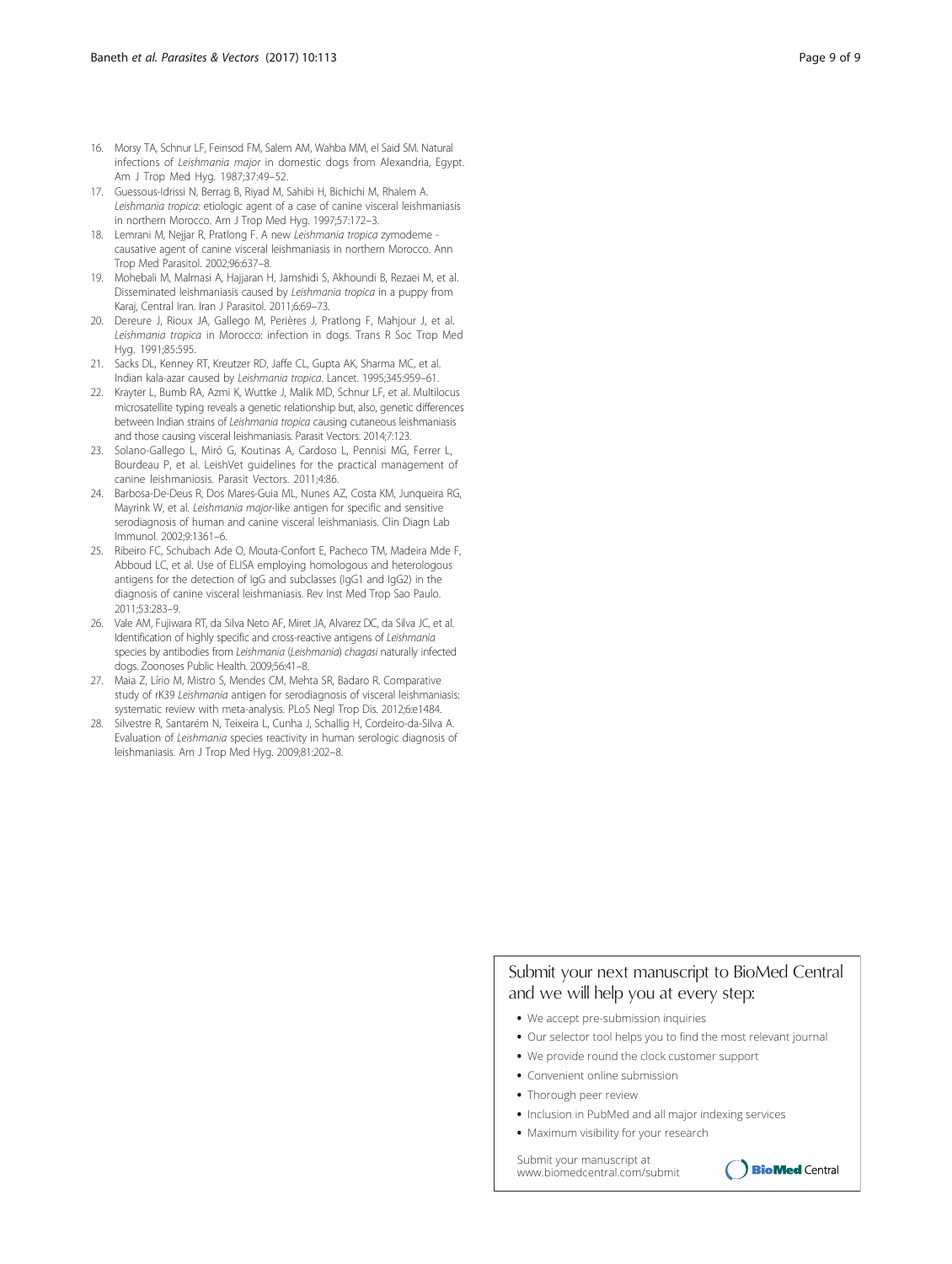16. Morsy TA, Schnur LF, Feinsod FM, Salem AM, Wahba MM, el Said SM. Natural infections of *Leishmania major* in domestic dogs from Alexandria, Egypt. Am J Trop Med Hyg. 1987;37:49–52.
17. Guessous-Idrissi N, Berrag B, Riyad M, Sahibi H, Bichichi M, Rhalem A. *Leishmania tropica*: etiologic agent of a case of canine visceral leishmaniasis in northern Morocco. Am J Trop Med Hyg. 1997;57:172–3.
18. Lemrani M, Nejjar R, Pratlong F. A new *Leishmania tropica* zymodeme - causative agent of canine visceral leishmaniasis in northern Morocco. Ann Trop Med Parasitol. 2002;96:637–8.
19. Mohebali M, Malmasi A, Hajjaran H, Jamshidi S, Akhoundi B, Rezaei M, et al. Disseminated leishmaniasis caused by *Leishmania tropica* in a puppy from Karaj, Central Iran. Iran J Parasitol. 2011;6:69–73.
20. Dereure J, Rioux JA, Gallego M, Perières J, Pratlong F, Mahjour J, et al. *Leishmania tropica* in Morocco: infection in dogs. Trans R Soc Trop Med Hyg. 1991;85:595.
21. Sacks DL, Kenney RT, Kreutzer RD, Jaffe CL, Gupta AK, Sharma MC, et al. Indian kala-azar caused by *Leishmania tropica*. Lancet. 1995;345:959–61.
22. Krayter L, Bumb RA, Azmi K, Wuttke J, Malik MD, Schnur LF, et al. Multilocus microsatellite typing reveals a genetic relationship but, also, genetic differences between Indian strains of *Leishmania tropica* causing cutaneous leishmaniasis and those causing visceral leishmaniasis. Parasit Vectors. 2014;7:123.
23. Solano-Gallego L, Miró G, Koutinas A, Cardoso L, Pennisi MG, Ferrer L, Bourdeau P, et al. LeishVet guidelines for the practical management of canine leishmaniosis. Parasit Vectors. 2011;4:86.
24. Barbosa-De-Deus R, Dos Mares-Guia ML, Nunes AZ, Costa KM, Junqueira RG, Mayrink W, et al. *Leishmania major*-like antigen for specific and sensitive serodiagnosis of human and canine visceral leishmaniasis. Clin Diagn Lab Immunol. 2002;9:1361–6.
25. Ribeiro FC, Schubach Ade O, Mouta-Confort E, Pacheco TM, Madeira Mde F, Abboud LC, et al. Use of ELISA employing homologous and heterologous antigens for the detection of IgG and subclasses (IgG1 and IgG2) in the diagnosis of canine visceral leishmaniasis. Rev Inst Med Trop Sao Paulo. 2011;53:283–9.
26. Vale AM, Fujiwara RT, da Silva Neto AF, Miret JA, Alvarez DC, da Silva JC, et al. Identification of highly specific and cross-reactive antigens of *Leishmania* species by antibodies from *Leishmania* (*Leishmania*) *chagasi* naturally infected dogs. Zoonoses Public Health. 2009;56:41–8.
27. Maia Z, Lírio M, Mistro S, Mendes CM, Mehta SR, Badaro R. Comparative study of rK39 *Leishmania* antigen for serodiagnosis of visceral leishmaniasis: systematic review with meta-analysis. PLoS Negl Trop Dis. 2012;6:e1484.
28. Silvestre R, Santarém N, Teixeira L, Cunha J, Schallig H, Cordeiro-da-Silva A. Evaluation of *Leishmania* species reactivity in human serologic diagnosis of leishmaniasis. Am J Trop Med Hyg. 2009;81:202–8.

Submit your next manuscript to BioMed Central and we will help you at every step:

- We accept pre-submission inquiries
- Our selector tool helps you to find the most relevant journal
- We provide round the clock customer support
- Convenient online submission
- Thorough peer review
- Inclusion in PubMed and all major indexing services
- Maximum visibility for your research

Submit your manuscript at www.biomedcentral.com/submit

BioMed Central